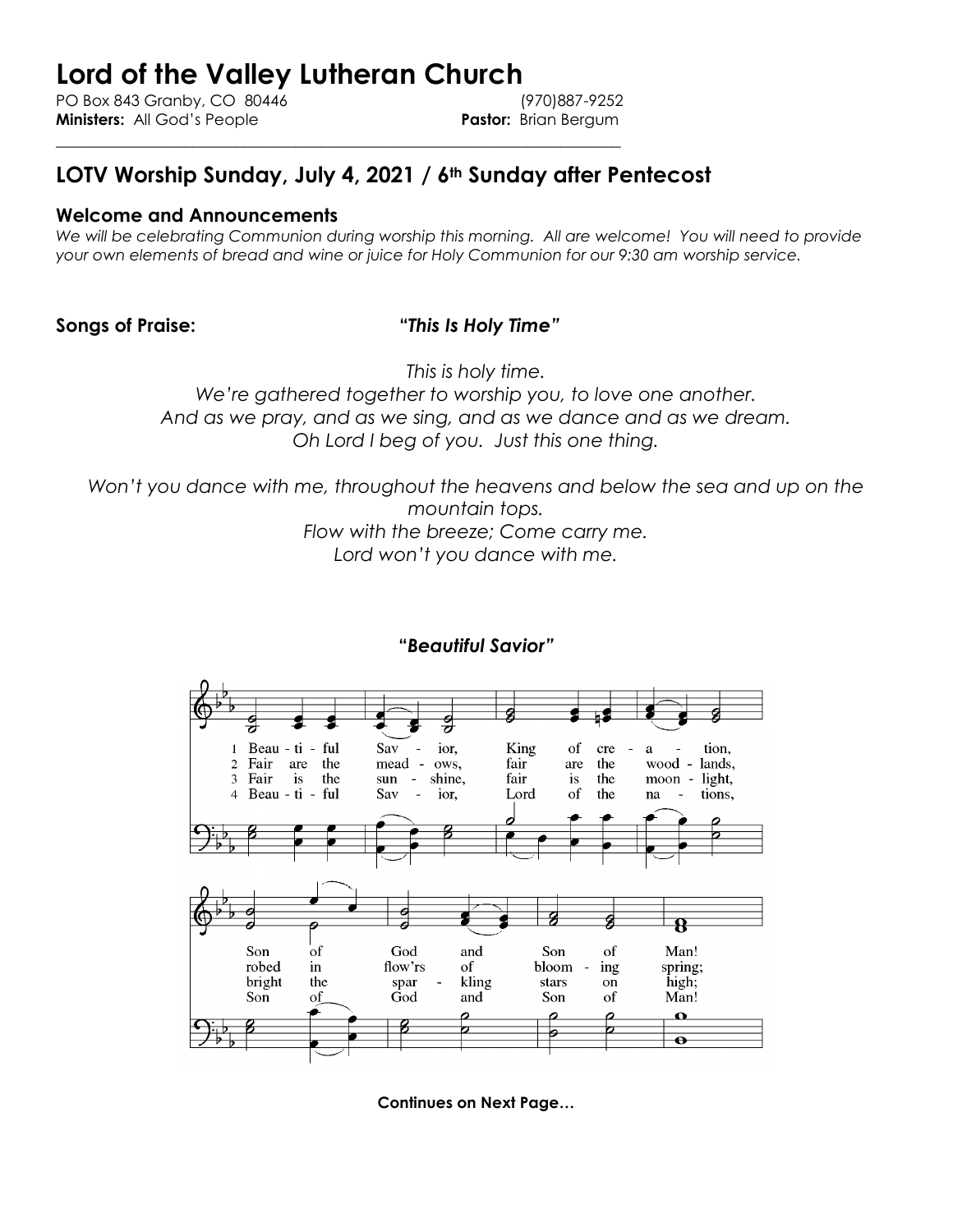# Lord of the Valley Lutheran Church

PO Box 843 Granby, CO 80446 (970)887-9252
**Ministers:** All God's People **Pastor:** Brian Bergum

## LOTV Worship Sunday, July 4, 2021 / 6th Sunday after Pentecost

### Welcome and Announcements

*We will be celebrating Communion during worship this morning. All are welcome! You will need to provide your own elements of bread and wine or juice for Holy Communion for our 9:30 am worship service.*

**Songs of Praise:** ***"This Is Holy Time"***

*This is holy time.*
*We're gathered together to worship you, to love one another.*
*And as we pray, and as we sing, and as we dance and as we dream.*
*Oh Lord I beg of you. Just this one thing.*

*Won't you dance with me, throughout the heavens and below the sea and up on the mountain tops.*
*Flow with the breeze; Come carry me.*
*Lord won't you dance with me.*

***"Beautiful Savior"***

1 Beau - ti - ful Sav - ior, King of cre - a - tion, Son of God and Son of Man!
2 Fair are the mead - ows, fair are the wood - lands, robed in flow'rs of bloom - ing spring;
3 Fair is the sun - shine, fair is the moon - light, bright the spar - kling stars on high;
4 Beau - ti - ful Sav - ior, Lord of the na - tions, Son of God and Son of Man!

**Continues on Next Page…**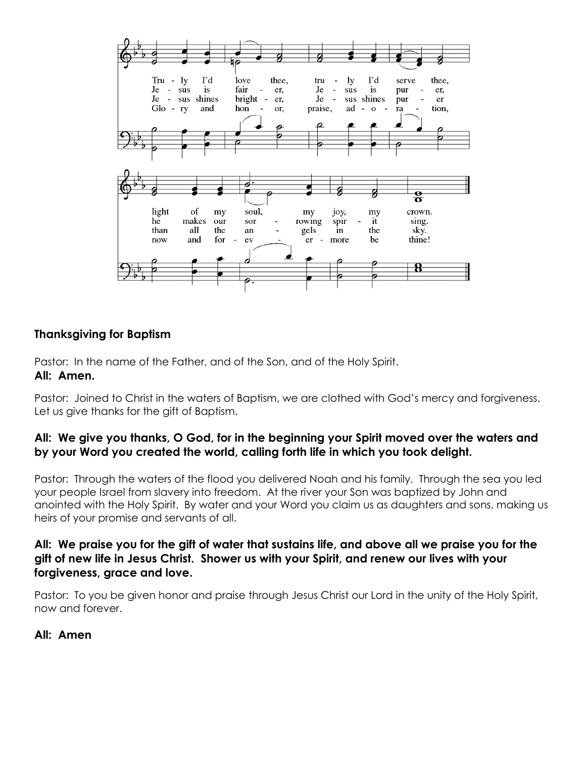## Thanksgiving for Baptism

Pastor: In the name of the Father, and of the Son, and of the Holy Spirit.

**All: Amen.**

Pastor: Joined to Christ in the waters of Baptism, we are clothed with God's mercy and forgiveness. Let us give thanks for the gift of Baptism.

**All: We give you thanks, O God, for in the beginning your Spirit moved over the waters and by your Word you created the world, calling forth life in which you took delight.**

Pastor: Through the waters of the flood you delivered Noah and his family. Through the sea you led your people Israel from slavery into freedom. At the river your Son was baptized by John and anointed with the Holy Spirit. By water and your Word you claim us as daughters and sons, making us heirs of your promise and servants of all.

**All: We praise you for the gift of water that sustains life, and above all we praise you for the gift of new life in Jesus Christ. Shower us with your Spirit, and renew our lives with your forgiveness, grace and love.**

Pastor: To you be given honor and praise through Jesus Christ our Lord in the unity of the Holy Spirit, now and forever.

**All: Amen**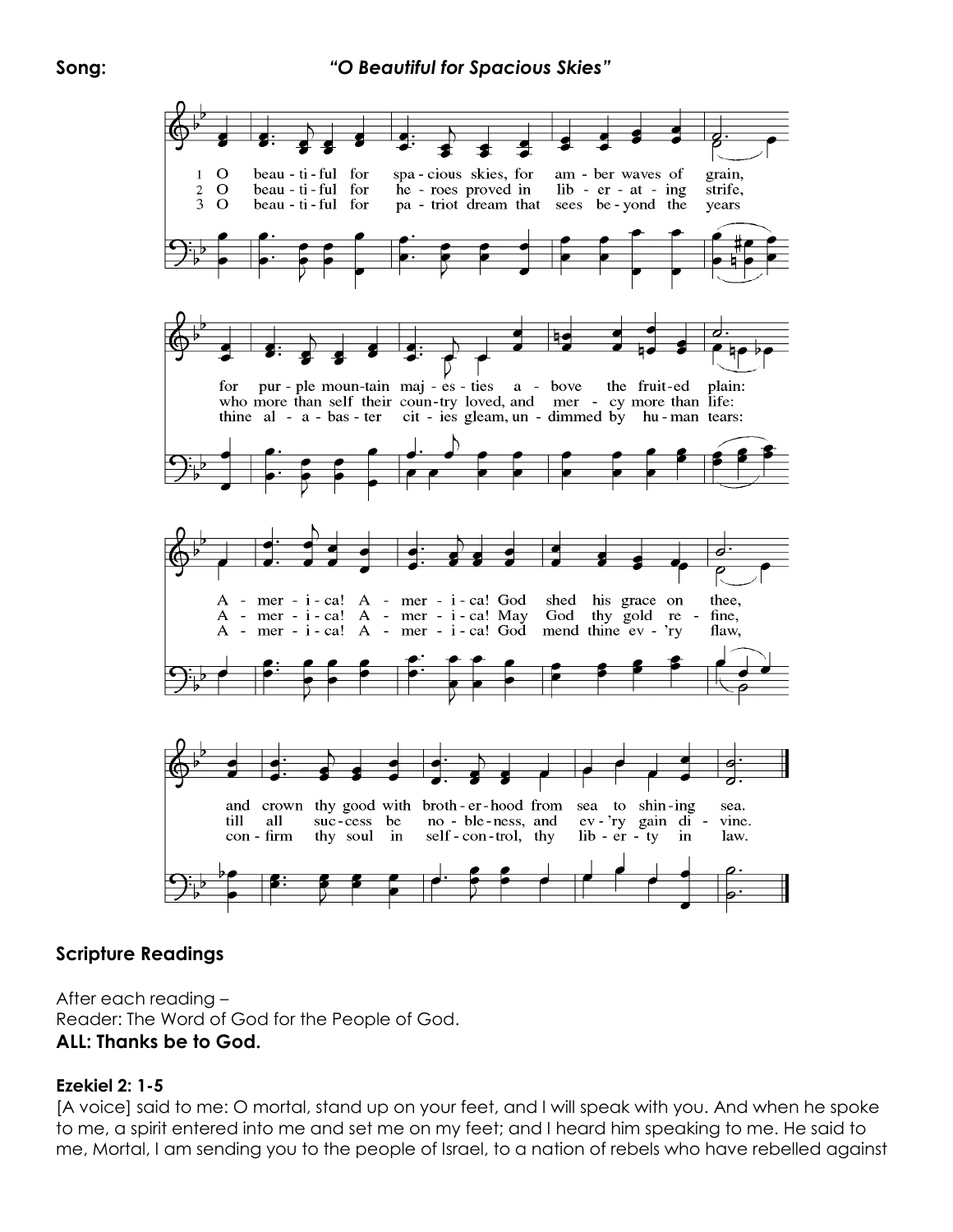**Song:** ***"O Beautiful for Spacious Skies"***

1 O beau - ti - ful for spa - cious skies, for am - ber waves of grain, for pur - ple moun-tain maj - es - ties a - bove the fruit-ed plain: A - mer - i - ca! A - mer - i - ca! God shed his grace on thee, and crown thy good with broth - er - hood from sea to shin - ing sea.

2 O beau - ti - ful for he - roes proved in lib - er - at - ing strife, who more than self their coun-try loved, and mer - cy more than life: A - mer - i - ca! A - mer - i - ca! May God thy gold re - fine, till all suc - cess be no - ble - ness, and ev - 'ry gain di - vine.

3 O beau - ti - ful for pa - triot dream that sees be - yond the years thine al - a - bas - ter cit - ies gleam, un - dimmed by hu - man tears: A - mer - i - ca! A - mer - i - ca! God mend thine ev - 'ry flaw, con - firm thy soul in self - con - trol, thy lib - er - ty in law.

## Scripture Readings

After each reading –
Reader: The Word of God for the People of God.
**ALL: Thanks be to God.**

### Ezekiel 2: 1-5

[A voice] said to me: O mortal, stand up on your feet, and I will speak with you. And when he spoke to me, a spirit entered into me and set me on my feet; and I heard him speaking to me. He said to me, Mortal, I am sending you to the people of Israel, to a nation of rebels who have rebelled against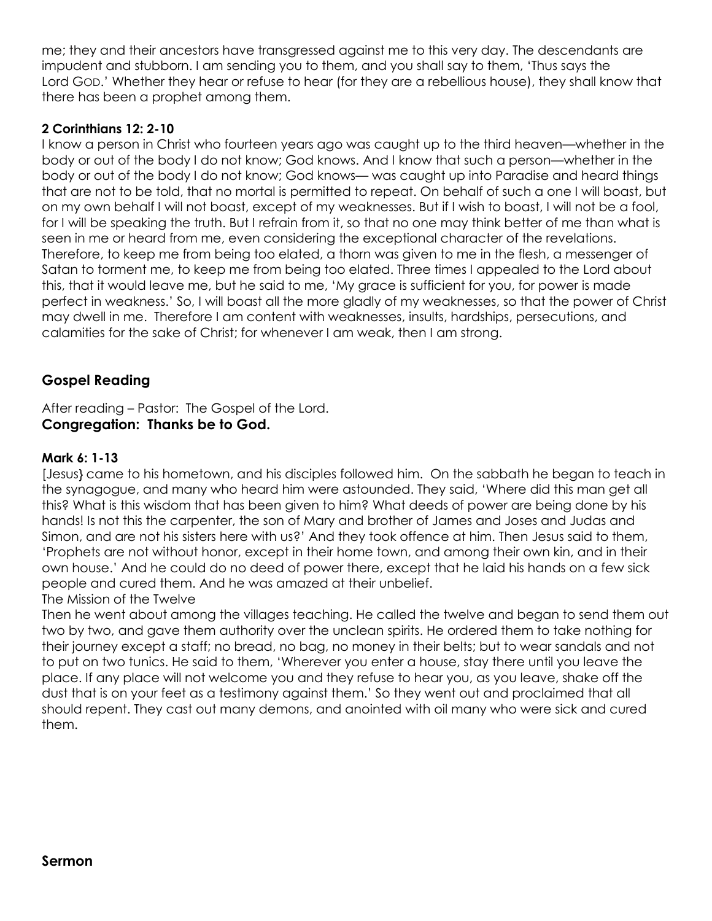me; they and their ancestors have transgressed against me to this very day. The descendants are impudent and stubborn. I am sending you to them, and you shall say to them, 'Thus says the Lord GOD.' Whether they hear or refuse to hear (for they are a rebellious house), they shall know that there has been a prophet among them.

**2 Corinthians 12: 2-10**

I know a person in Christ who fourteen years ago was caught up to the third heaven—whether in the body or out of the body I do not know; God knows. And I know that such a person—whether in the body or out of the body I do not know; God knows— was caught up into Paradise and heard things that are not to be told, that no mortal is permitted to repeat. On behalf of such a one I will boast, but on my own behalf I will not boast, except of my weaknesses. But if I wish to boast, I will not be a fool, for I will be speaking the truth. But I refrain from it, so that no one may think better of me than what is seen in me or heard from me, even considering the exceptional character of the revelations. Therefore, to keep me from being too elated, a thorn was given to me in the flesh, a messenger of Satan to torment me, to keep me from being too elated. Three times I appealed to the Lord about this, that it would leave me, but he said to me, 'My grace is sufficient for you, for power is made perfect in weakness.' So, I will boast all the more gladly of my weaknesses, so that the power of Christ may dwell in me. Therefore I am content with weaknesses, insults, hardships, persecutions, and calamities for the sake of Christ; for whenever I am weak, then I am strong.

## Gospel Reading

After reading – Pastor: The Gospel of the Lord.
**Congregation: Thanks be to God.**

**Mark 6: 1-13**

[Jesus} came to his hometown, and his disciples followed him. On the sabbath he began to teach in the synagogue, and many who heard him were astounded. They said, 'Where did this man get all this? What is this wisdom that has been given to him? What deeds of power are being done by his hands! Is not this the carpenter, the son of Mary and brother of James and Joses and Judas and Simon, and are not his sisters here with us?' And they took offence at him. Then Jesus said to them, 'Prophets are not without honor, except in their home town, and among their own kin, and in their own house.' And he could do no deed of power there, except that he laid his hands on a few sick people and cured them. And he was amazed at their unbelief.

The Mission of the Twelve

Then he went about among the villages teaching. He called the twelve and began to send them out two by two, and gave them authority over the unclean spirits. He ordered them to take nothing for their journey except a staff; no bread, no bag, no money in their belts; but to wear sandals and not to put on two tunics. He said to them, 'Wherever you enter a house, stay there until you leave the place. If any place will not welcome you and they refuse to hear you, as you leave, shake off the dust that is on your feet as a testimony against them.' So they went out and proclaimed that all should repent. They cast out many demons, and anointed with oil many who were sick and cured them.

## Sermon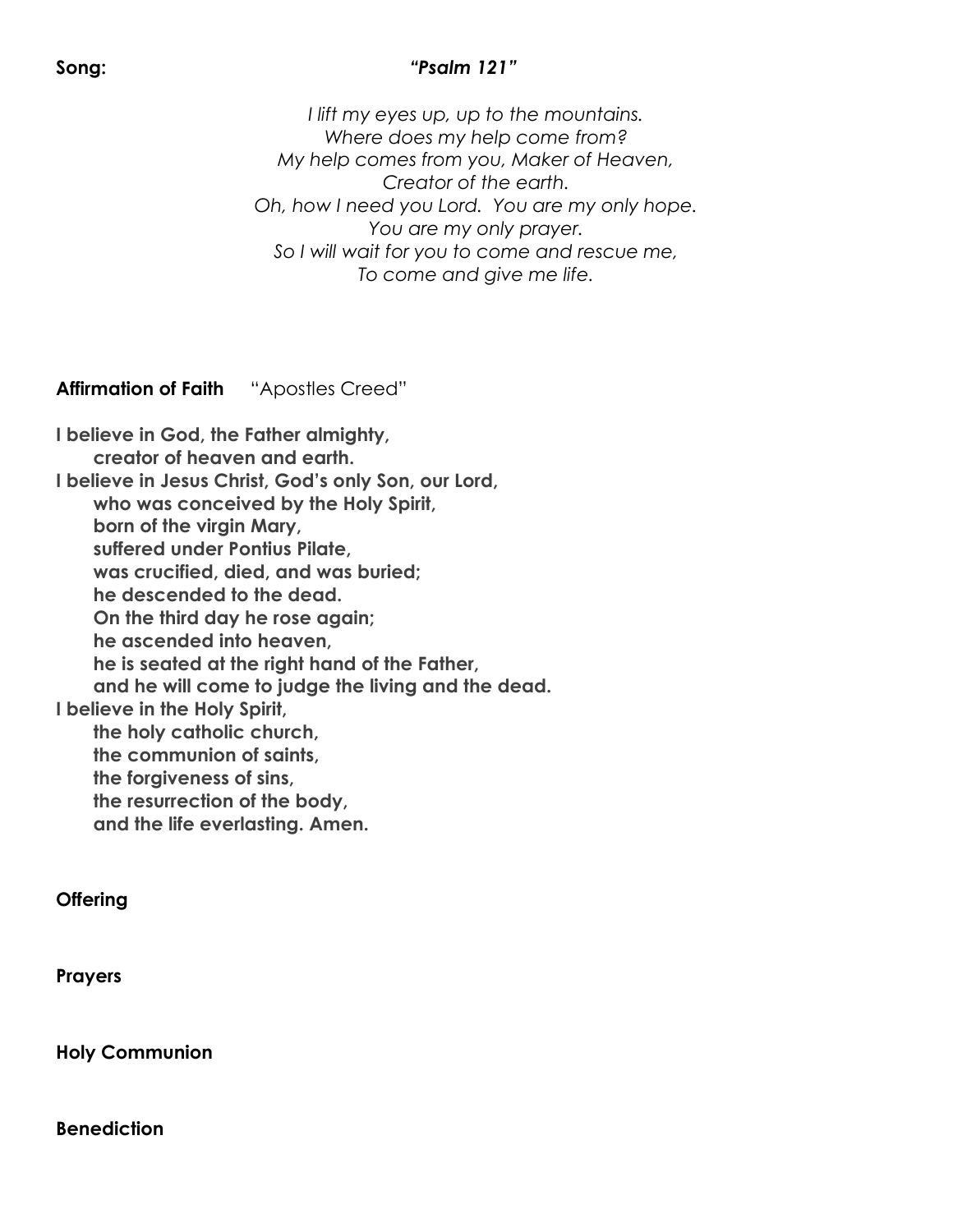**Song:** ***"Psalm 121"***

*I lift my eyes up, up to the mountains.*
*Where does my help come from?*
*My help comes from you, Maker of Heaven,*
*Creator of the earth.*
*Oh, how I need you Lord. You are my only hope.*
*You are my only prayer.*
*So I will wait for you to come and rescue me,*
*To come and give me life.*

**Affirmation of Faith** "Apostles Creed"

**I believe in God, the Father almighty,**
**creator of heaven and earth.**
**I believe in Jesus Christ, God's only Son, our Lord,**
**who was conceived by the Holy Spirit,**
**born of the virgin Mary,**
**suffered under Pontius Pilate,**
**was crucified, died, and was buried;**
**he descended to the dead.**
**On the third day he rose again;**
**he ascended into heaven,**
**he is seated at the right hand of the Father,**
**and he will come to judge the living and the dead.**
**I believe in the Holy Spirit,**
**the holy catholic church,**
**the communion of saints,**
**the forgiveness of sins,**
**the resurrection of the body,**
**and the life everlasting. Amen.**

**Offering**

**Prayers**

**Holy Communion**

**Benediction**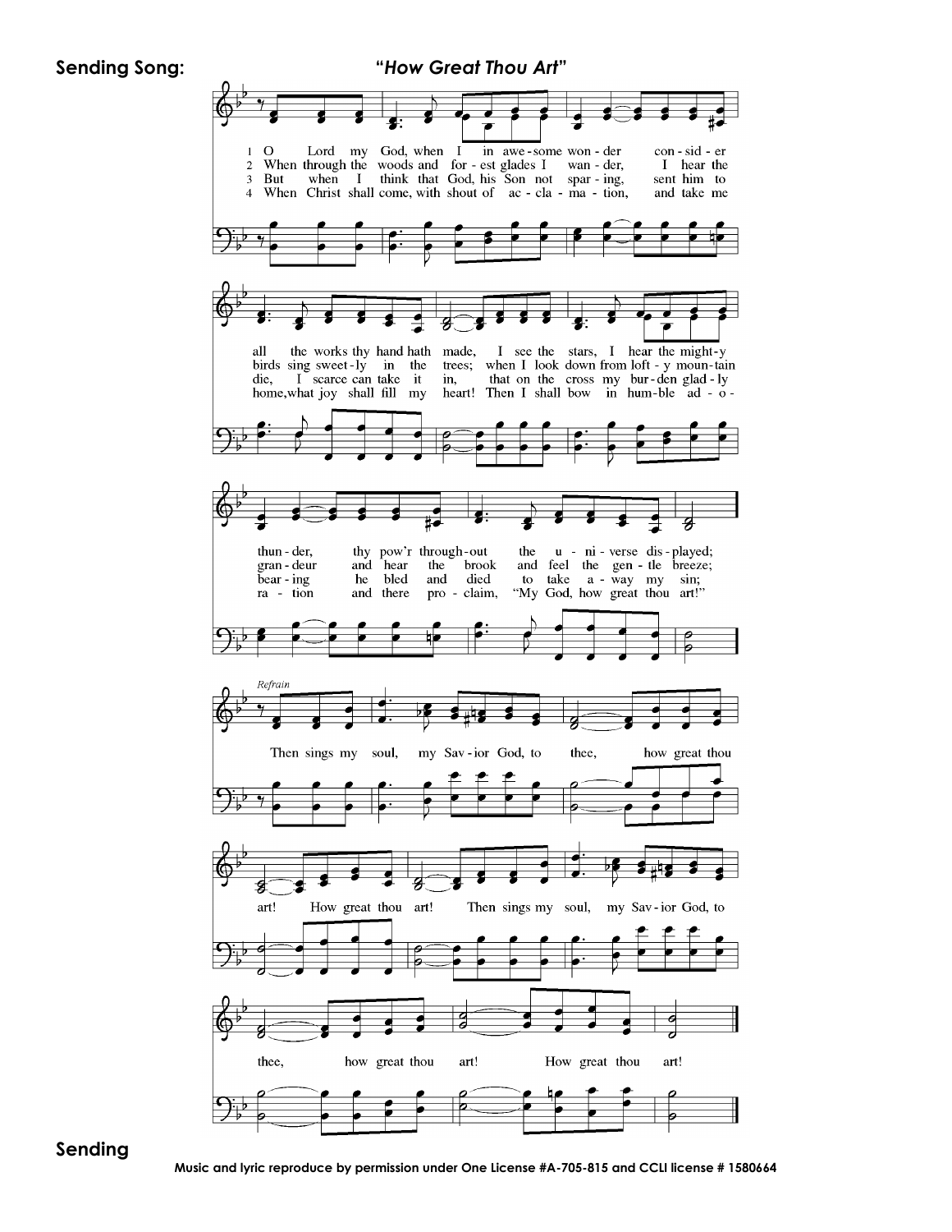**Sending Song:** **"*How Great Thou Art*"**

1 O Lord my God, when I in awe-some won-der con-sid-er all the works thy hand hath made, I see the stars, I hear the might-y thun-der, thy pow'r through-out the u-ni-verse dis-played;

2 When through the woods and for-est glades I wan-der, I hear the birds sing sweet-ly in the trees; when I look down from loft-y moun-tain gran-deur and hear the brook and feel the gen-tle breeze;

3 But when I think that God, his Son not spar-ing, sent him to die, I scarce can take it in, that on the cross my bur-den glad-ly bear-ing he bled and died to take a-way my sin;

4 When Christ shall come, with shout of ac-cla-ma-tion, and take me home, what joy shall fill my heart! Then I shall bow in hum-ble ad-o-ra-tion and there pro-claim, "My God, how great thou art!"

*Refrain*

Then sings my soul, my Sav-ior God, to thee, how great thou art! How great thou art! Then sings my soul, my Sav-ior God, to thee, how great thou art! How great thou art!

**Sending**

**Music and lyric reproduce by permission under One License #A-705-815 and CCLI license # 1580664**